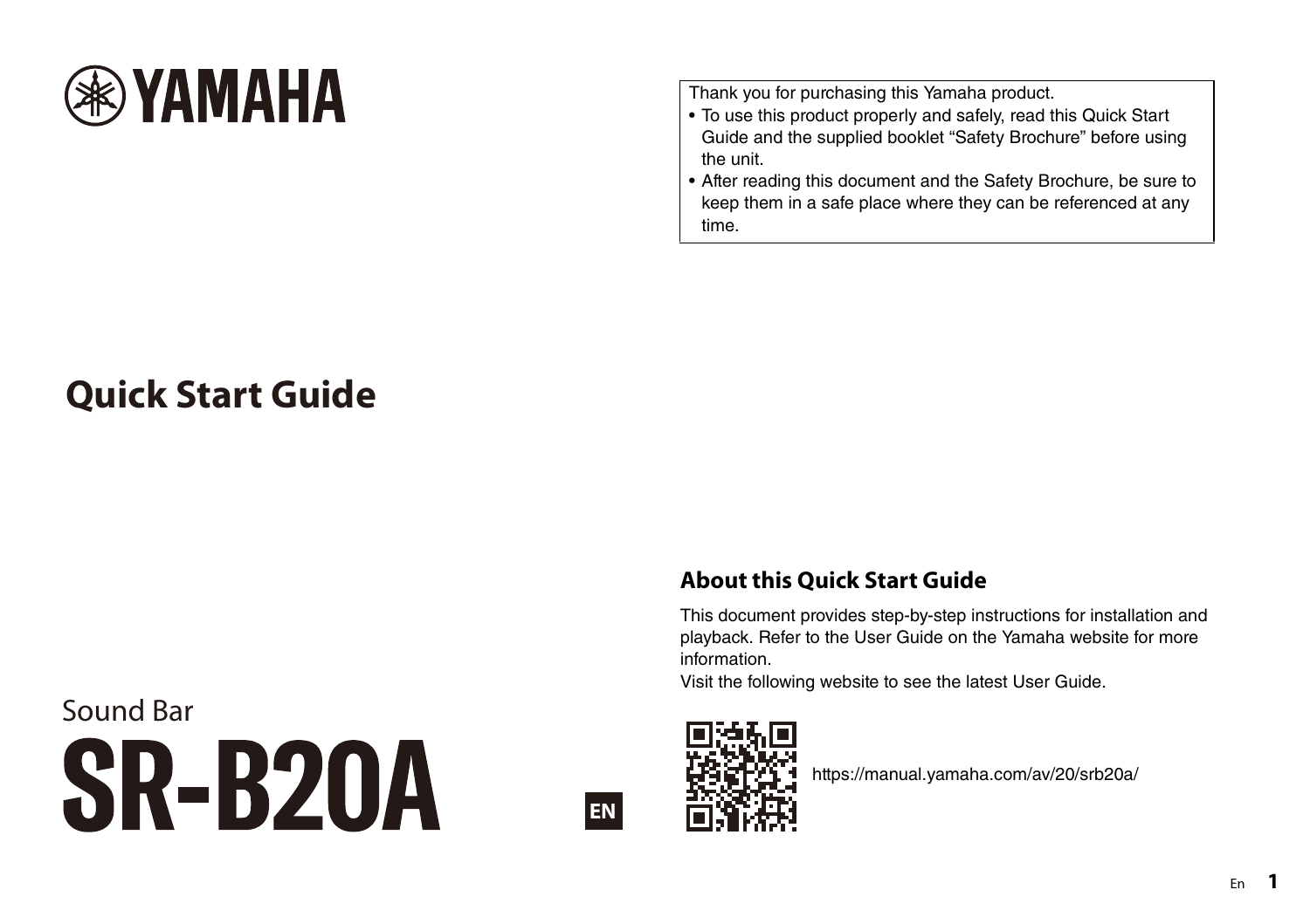YAMAHA

Thank you for purchasing this Yamaha product.

- To use this product properly and safely, read this Quick Start Guide and the supplied booklet “Safety Brochure” before using the unit.
- After reading this document and the Safety Brochure, be sure to keep them in a safe place where they can be referenced at any time.

# Quick Start Guide

Sound Bar

# SR-B20A

EN

## About this Quick Start Guide

This document provides step-by-step instructions for installation and playback. Refer to the User Guide on the Yamaha website for more information.

Visit the following website to see the latest User Guide.

https://manual.yamaha.com/av/20/srb20a/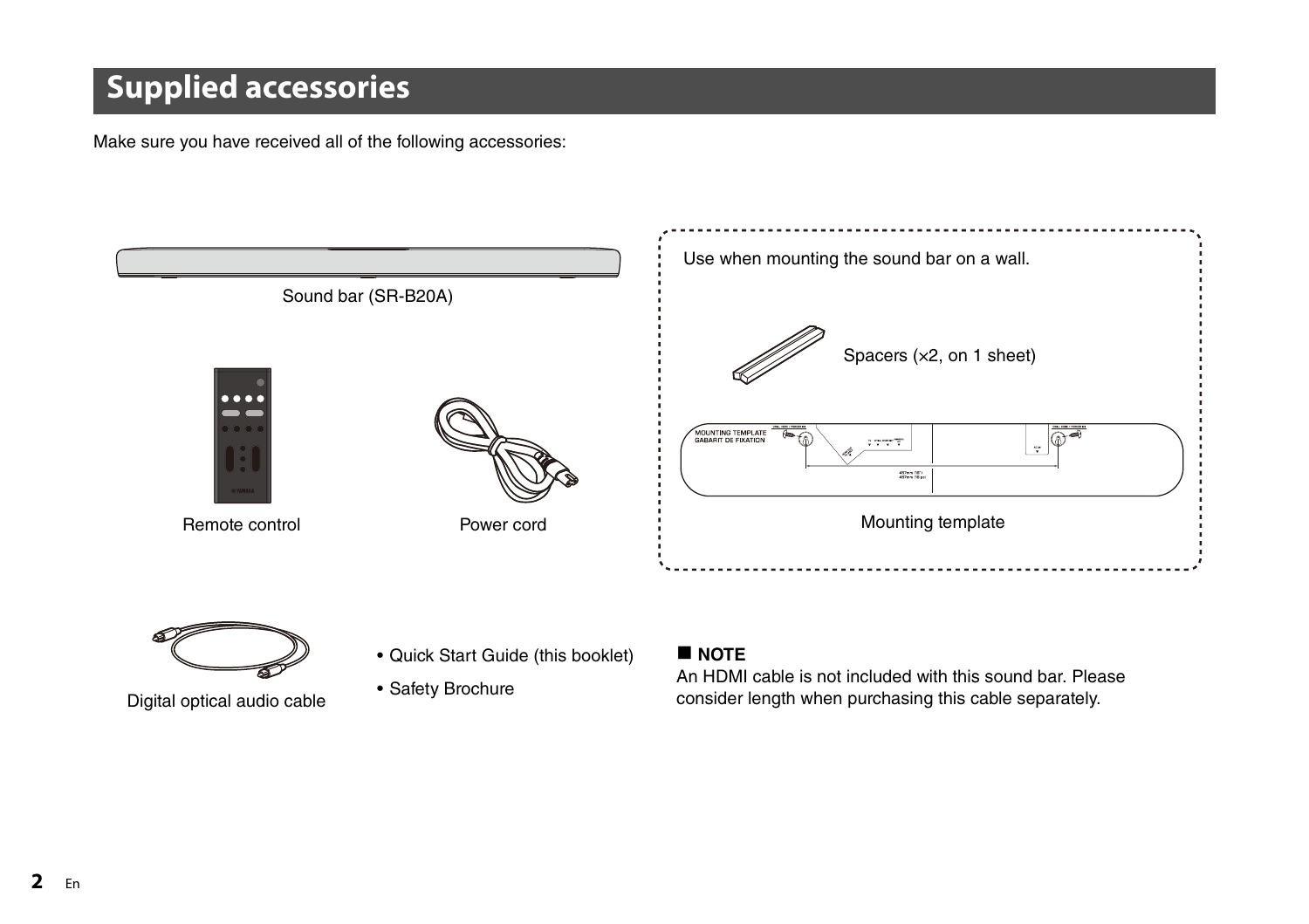# Supplied accessories

Make sure you have received all of the following accessories:

Sound bar (SR-B20A)

Remote control

Power cord

Use when mounting the sound bar on a wall.

Spacers (×2, on 1 sheet)

Mounting template

Digital optical audio cable

- Quick Start Guide (this booklet)
- Safety Brochure

■ **NOTE**

An HDMI cable is not included with this sound bar. Please consider length when purchasing this cable separately.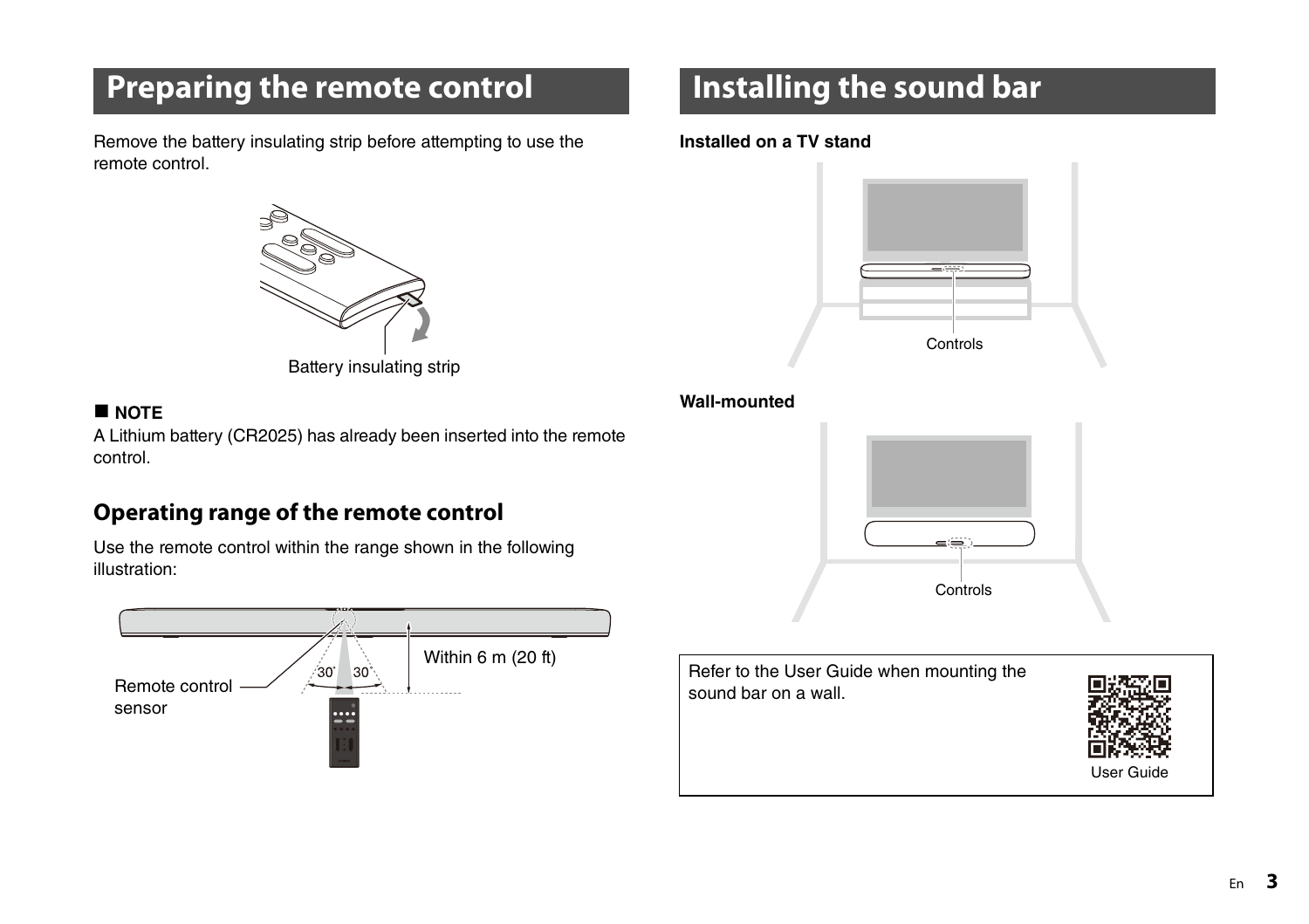# Preparing the remote control

Remove the battery insulating strip before attempting to use the remote control.

Battery insulating strip

■ **NOTE**

A Lithium battery (CR2025) has already been inserted into the remote control.

## Operating range of the remote control

Use the remote control within the range shown in the following illustration:

Remote control sensor

30˚ 30˚

Within 6 m (20 ft)

# Installing the sound bar

**Installed on a TV stand**

Controls

**Wall-mounted**

Controls

Refer to the User Guide when mounting the sound bar on a wall.

User Guide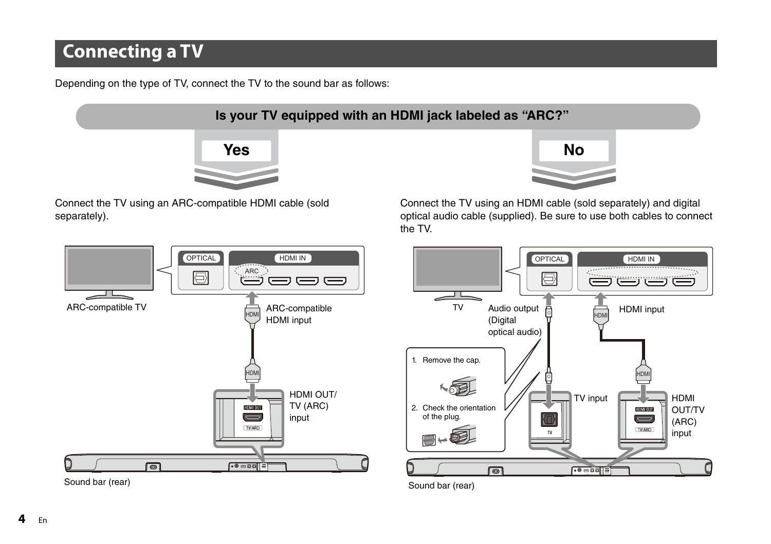# Connecting a TV

Depending on the type of TV, connect the TV to the sound bar as follows:

**Is your TV equipped with an HDMI jack labeled as "ARC?"**

## Yes

Connect the TV using an ARC-compatible HDMI cable (sold separately).

OPTICAL

HDMI IN

ARC

ARC-compatible TV

HDMI

ARC-compatible HDMI input

HDMI

HDMI OUT/ TV (ARC) input

Sound bar (rear)

## No

Connect the TV using an HDMI cable (sold separately) and digital optical audio cable (supplied). Be sure to use both cables to connect the TV.

OPTICAL

HDMI IN

TV

Audio output (Digital optical audio)

HDMI

HDMI input

1. Remove the cap.
2. Check the orientation of the plug.

HDMI

TV input

HDMI OUT/TV (ARC) input

Sound bar (rear)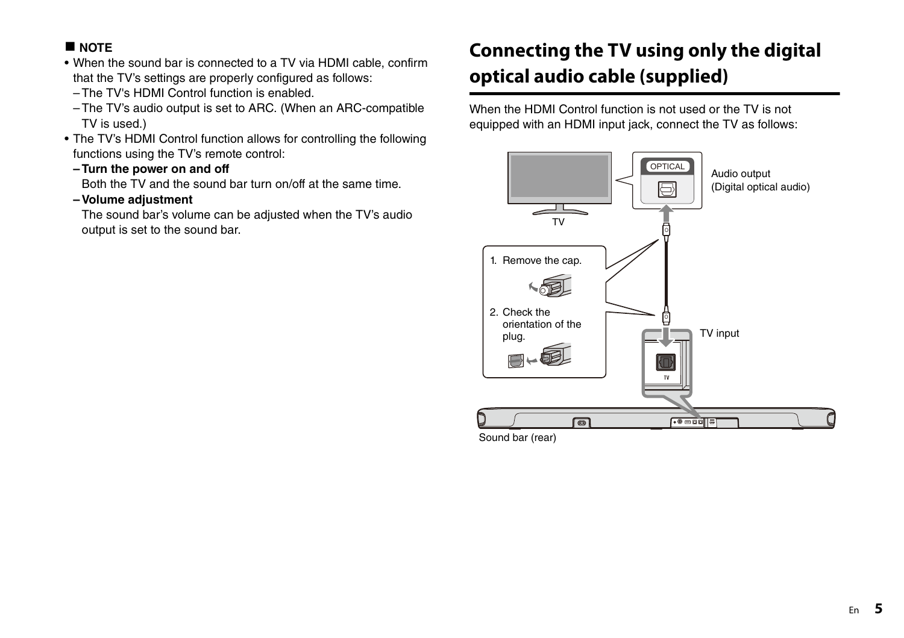■ **NOTE**

- When the sound bar is connected to a TV via HDMI cable, confirm that the TV's settings are properly configured as follows:
  - The TV's HDMI Control function is enabled.
  - The TV's audio output is set to ARC. (When an ARC-compatible TV is used.)
- The TV's HDMI Control function allows for controlling the following functions using the TV's remote control:
  - **Turn the power on and off**
    Both the TV and the sound bar turn on/off at the same time.
  - **Volume adjustment**
    The sound bar's volume can be adjusted when the TV's audio output is set to the sound bar.

## Connecting the TV using only the digital optical audio cable (supplied)

When the HDMI Control function is not used or the TV is not equipped with an HDMI input jack, connect the TV as follows:

OPTICAL

Audio output
(Digital optical audio)

TV

1. Remove the cap.
2. Check the orientation of the plug.

TV input

TV

Sound bar (rear)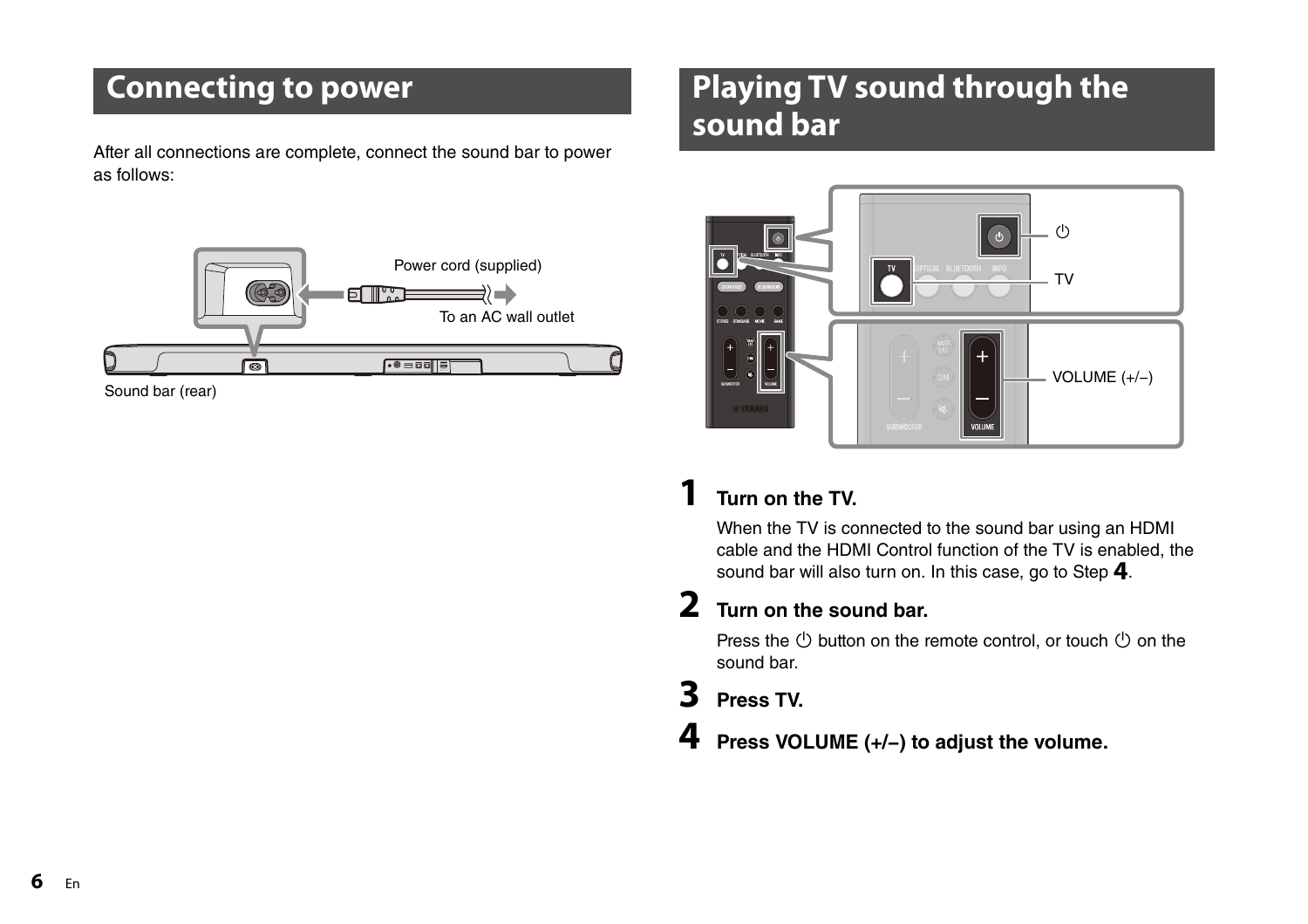# Connecting to power

After all connections are complete, connect the sound bar to power as follows:

Power cord (supplied)

To an AC wall outlet

Sound bar (rear)

# Playing TV sound through the sound bar

⏻

TV

VOLUME (+/–)

**1 Turn on the TV.**

When the TV is connected to the sound bar using an HDMI cable and the HDMI Control function of the TV is enabled, the sound bar will also turn on. In this case, go to Step **4**.

**2 Turn on the sound bar.**

Press the ⏻ button on the remote control, or touch ⏻ on the sound bar.

**3 Press TV.**

**4 Press VOLUME (+/–) to adjust the volume.**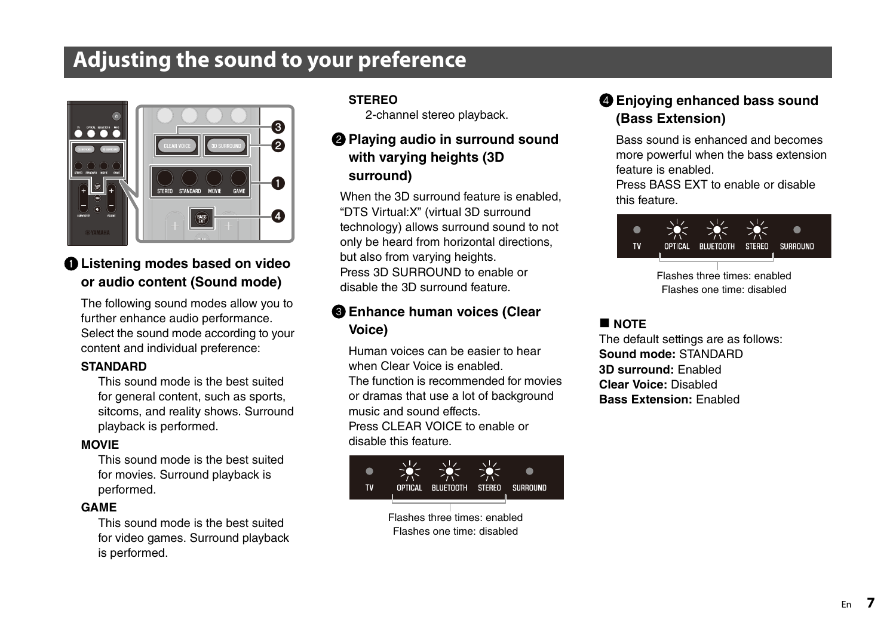# Adjusting the sound to your preference

## ❶ Listening modes based on video or audio content (Sound mode)

The following sound modes allow you to further enhance audio performance. Select the sound mode according to your content and individual preference:

**STANDARD**

This sound mode is the best suited for general content, such as sports, sitcoms, and reality shows. Surround playback is performed.

**MOVIE**

This sound mode is the best suited for movies. Surround playback is performed.

**GAME**

This sound mode is the best suited for video games. Surround playback is performed.

**STEREO**

2-channel stereo playback.

## ❷ Playing audio in surround sound with varying heights (3D surround)

When the 3D surround feature is enabled, "DTS Virtual:X" (virtual 3D surround technology) allows surround sound to not only be heard from horizontal directions, but also from varying heights.
Press 3D SURROUND to enable or disable the 3D surround feature.

## ❸ Enhance human voices (Clear Voice)

Human voices can be easier to hear when Clear Voice is enabled.
The function is recommended for movies or dramas that use a lot of background music and sound effects.
Press CLEAR VOICE to enable or disable this feature.

TV OPTICAL BLUETOOTH STEREO SURROUND

Flashes three times: enabled
Flashes one time: disabled

## ❹ Enjoying enhanced bass sound (Bass Extension)

Bass sound is enhanced and becomes more powerful when the bass extension feature is enabled.
Press BASS EXT to enable or disable this feature.

TV OPTICAL BLUETOOTH STEREO SURROUND

Flashes three times: enabled
Flashes one time: disabled

### ■ NOTE

The default settings are as follows:
**Sound mode:** STANDARD
**3D surround:** Enabled
**Clear Voice:** Disabled
**Bass Extension:** Enabled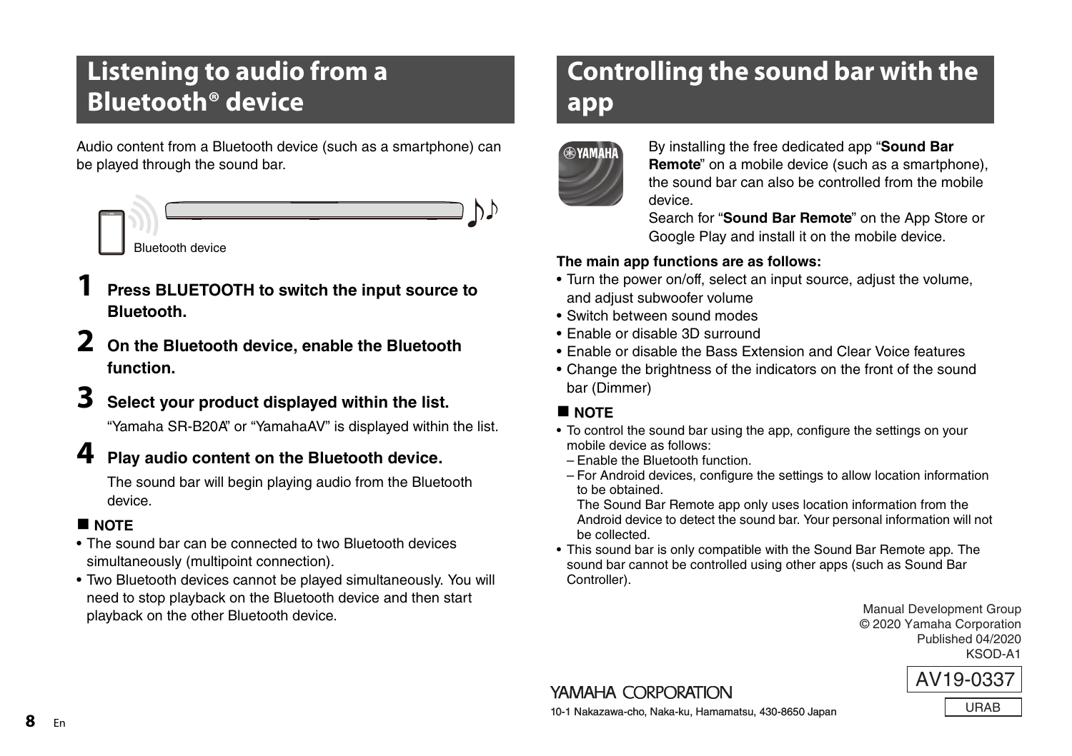# Listening to audio from a Bluetooth® device

Audio content from a Bluetooth device (such as a smartphone) can be played through the sound bar.

Bluetooth device

**1** **Press BLUETOOTH to switch the input source to Bluetooth.**

**2** **On the Bluetooth device, enable the Bluetooth function.**

**3** **Select your product displayed within the list.**

"Yamaha SR-B20A" or "YamahaAV" is displayed within the list.

**4** **Play audio content on the Bluetooth device.**

The sound bar will begin playing audio from the Bluetooth device.

### ■ NOTE

- The sound bar can be connected to two Bluetooth devices simultaneously (multipoint connection).
- Two Bluetooth devices cannot be played simultaneously. You will need to stop playback on the Bluetooth device and then start playback on the other Bluetooth device.

# Controlling the sound bar with the app

By installing the free dedicated app "**Sound Bar Remote**" on a mobile device (such as a smartphone), the sound bar can also be controlled from the mobile device.

Search for "**Sound Bar Remote**" on the App Store or Google Play and install it on the mobile device.

**The main app functions are as follows:**

- Turn the power on/off, select an input source, adjust the volume, and adjust subwoofer volume
- Switch between sound modes
- Enable or disable 3D surround
- Enable or disable the Bass Extension and Clear Voice features
- Change the brightness of the indicators on the front of the sound bar (Dimmer)

### ■ NOTE

- To control the sound bar using the app, configure the settings on your mobile device as follows:
  - Enable the Bluetooth function.
  - For Android devices, configure the settings to allow location information to be obtained.
    The Sound Bar Remote app only uses location information from the Android device to detect the sound bar. Your personal information will not be collected.
- This sound bar is only compatible with the Sound Bar Remote app. The sound bar cannot be controlled using other apps (such as Sound Bar Controller).

Manual Development Group
© 2020 Yamaha Corporation
Published 04/2020
KSOD-A1

YAMAHA CORPORATION

10-1 Nakazawa-cho, Naka-ku, Hamamatsu, 430-8650 Japan

AV19-0337

URAB